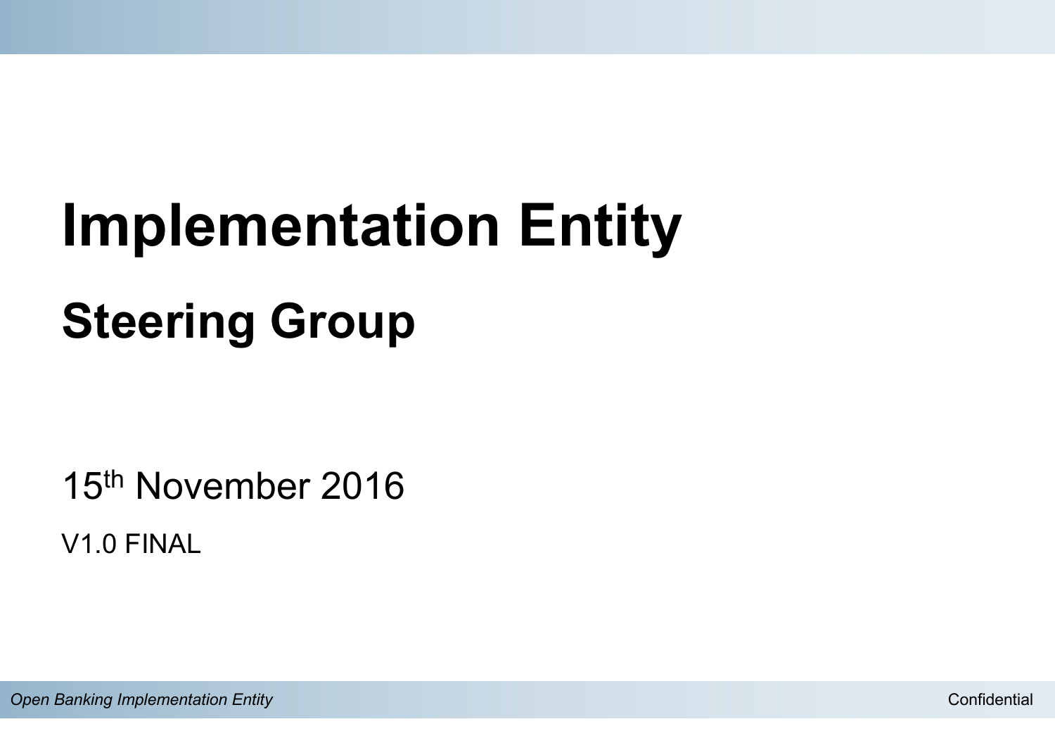# Implementation Entity

## Steering Group

15th November 2016

V1.0 FINAL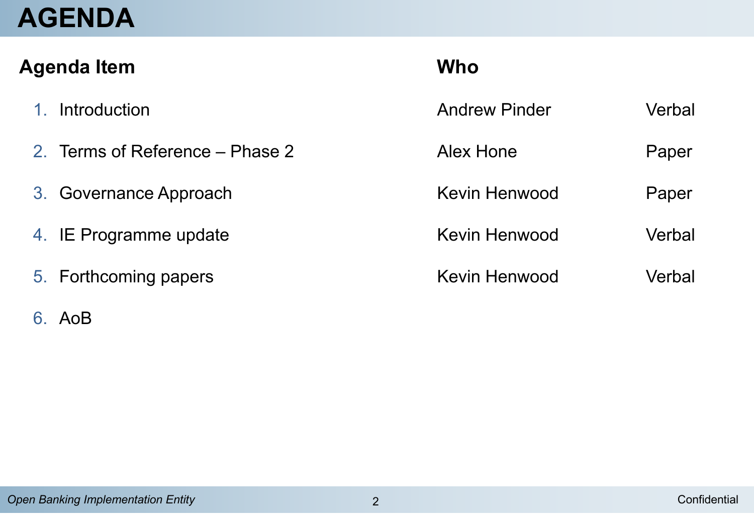# AGENDA

| Agenda Item | Who | |
|---|---|---|
| 1. Introduction | Andrew Pinder | Verbal |
| 2. Terms of Reference – Phase 2 | Alex Hone | Paper |
| 3. Governance Approach | Kevin Henwood | Paper |
| 4. IE Programme update | Kevin Henwood | Verbal |
| 5. Forthcoming papers | Kevin Henwood | Verbal |
| 6. AoB | | |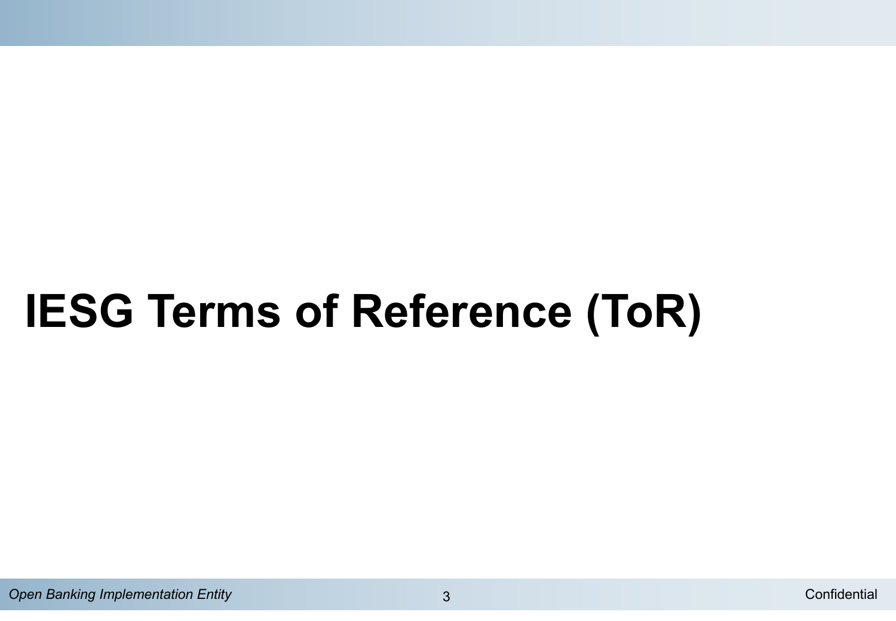# IESG Terms of Reference (ToR)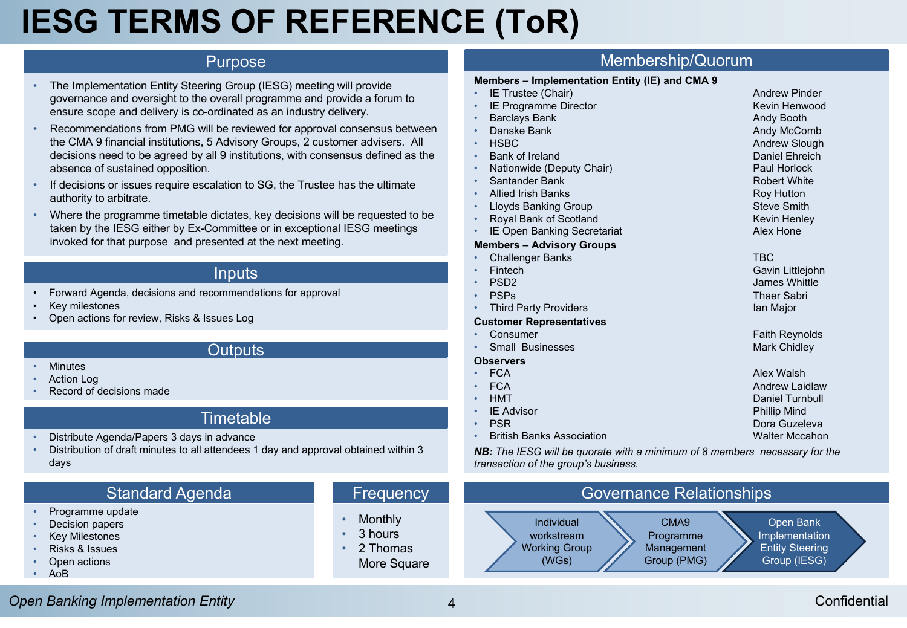# IESG TERMS OF REFERENCE (ToR)

## Purpose

- The Implementation Entity Steering Group (IESG) meeting will provide governance and oversight to the overall programme and provide a forum to ensure scope and delivery is co-ordinated as an industry delivery.
- Recommendations from PMG will be reviewed for approval consensus between the CMA 9 financial institutions, 5 Advisory Groups, 2 customer advisers. All decisions need to be agreed by all 9 institutions, with consensus defined as the absence of sustained opposition.
- If decisions or issues require escalation to SG, the Trustee has the ultimate authority to arbitrate.
- Where the programme timetable dictates, key decisions will be requested to be taken by the IESG either by Ex-Committee or in exceptional IESG meetings invoked for that purpose and presented at the next meeting.

## Inputs

- Forward Agenda, decisions and recommendations for approval
- Key milestones
- Open actions for review, Risks & Issues Log

## Outputs

- Minutes
- Action Log
- Record of decisions made

## Timetable

- Distribute Agenda/Papers 3 days in advance
- Distribution of draft minutes to all attendees 1 day and approval obtained within 3 days

## Standard Agenda

- Programme update
- Decision papers
- Key Milestones
- Risks & Issues
- Open actions
- AoB

## Frequency

- Monthly
- 3 hours
- 2 Thomas More Square

## Membership/Quorum

**Members – Implementation Entity (IE) and CMA 9**

| Organisation | Name |
|---|---|
| IE Trustee (Chair) | Andrew Pinder |
| IE Programme Director | Kevin Henwood |
| Barclays Bank | Andy Booth |
| Danske Bank | Andy McComb |
| HSBC | Andrew Slough |
| Bank of Ireland | Daniel Ehreich |
| Nationwide (Deputy Chair) | Paul Horlock |
| Santander Bank | Robert White |
| Allied Irish Banks | Roy Hutton |
| Lloyds Banking Group | Steve Smith |
| Royal Bank of Scotland | Kevin Henley |
| IE Open Banking Secretariat | Alex Hone |

**Members – Advisory Groups**

| Organisation | Name |
|---|---|
| Challenger Banks | TBC |
| Fintech | Gavin Littlejohn |
| PSD2 | James Whittle |
| PSPs | Thaer Sabri |
| Third Party Providers | Ian Major |

**Customer Representatives**

| Organisation | Name |
|---|---|
| Consumer | Faith Reynolds |
| Small Businesses | Mark Chidley |

**Observers**

| Organisation | Name |
|---|---|
| FCA | Alex Walsh |
| FCA | Andrew Laidlaw |
| HMT | Daniel Turnbull |
| IE Advisor | Phillip Mind |
| PSR | Dora Guzeleva |
| British Banks Association | Walter Mccahon |

***NB:*** *The IESG will be quorate with a minimum of 8 members necessary for the transaction of the group's business.*

## Governance Relationships

Individual workstream Working Group (WGs) → CMA9 Programme Management Group (PMG) → Open Bank Implementation Entity Steering Group (IESG)

Open Banking Implementation Entity

Confidential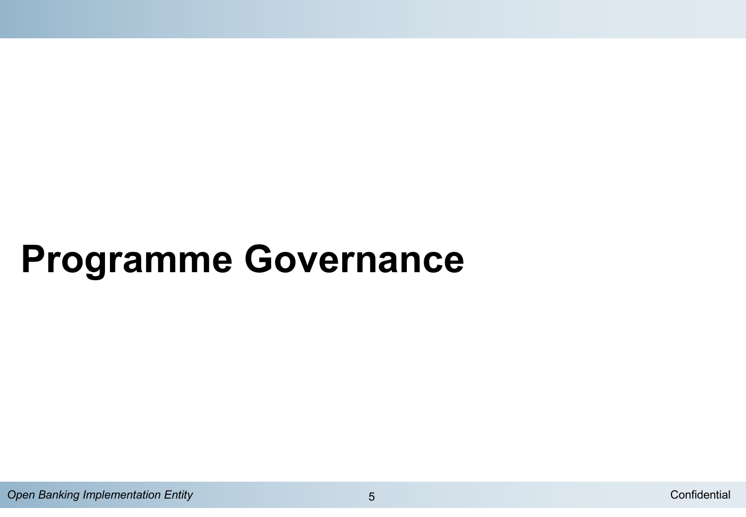# Programme Governance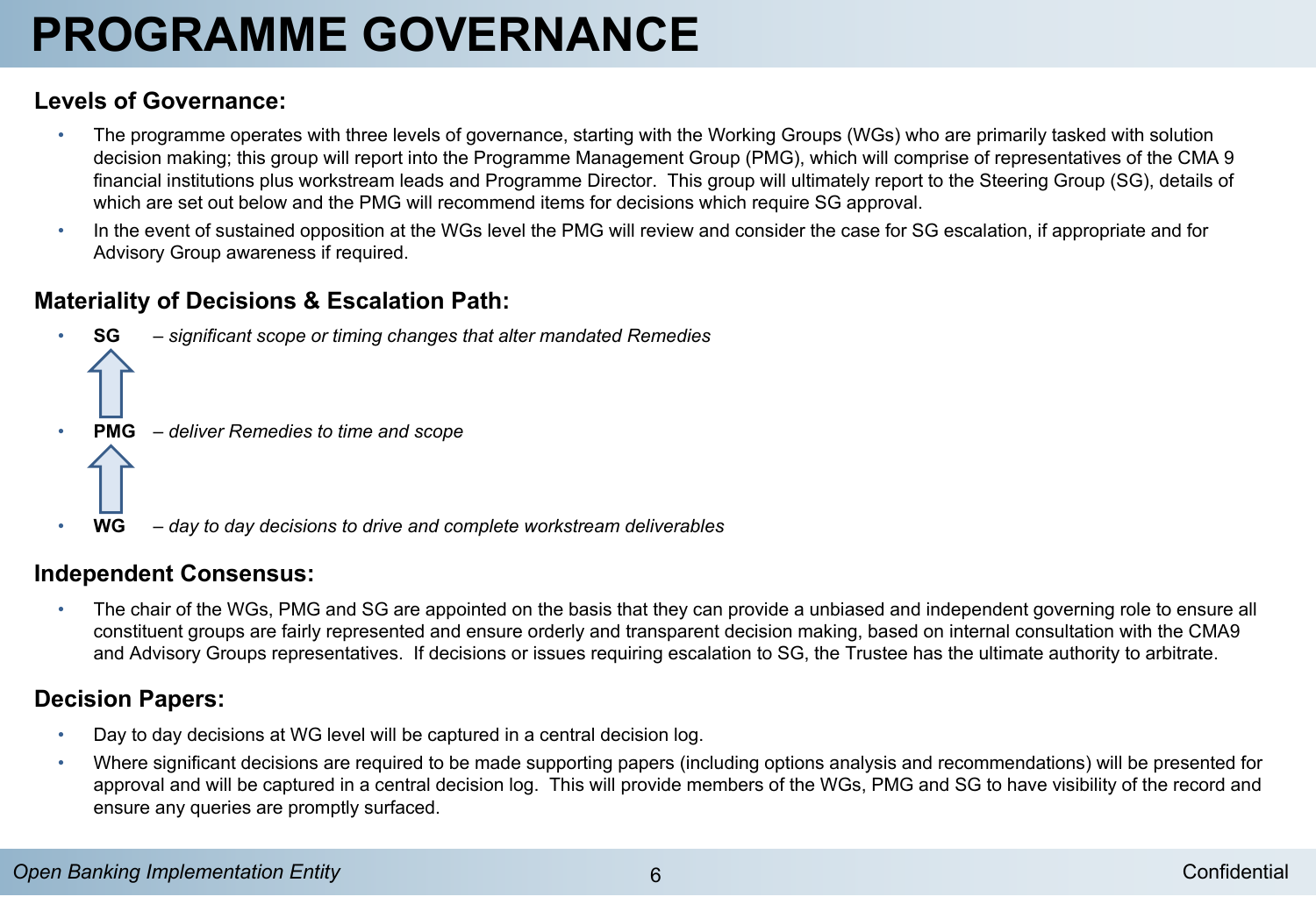# PROGRAMME GOVERNANCE

## Levels of Governance:

- The programme operates with three levels of governance, starting with the Working Groups (WGs) who are primarily tasked with solution decision making; this group will report into the Programme Management Group (PMG), which will comprise of representatives of the CMA 9 financial institutions plus workstream leads and Programme Director. This group will ultimately report to the Steering Group (SG), details of which are set out below and the PMG will recommend items for decisions which require SG approval.
- In the event of sustained opposition at the WGs level the PMG will review and consider the case for SG escalation, if appropriate and for Advisory Group awareness if required.

## Materiality of Decisions & Escalation Path:

- **SG** – *significant scope or timing changes that alter mandated Remedies*
- **PMG** – *deliver Remedies to time and scope*
- **WG** – *day to day decisions to drive and complete workstream deliverables*

## Independent Consensus:

- The chair of the WGs, PMG and SG are appointed on the basis that they can provide a unbiased and independent governing role to ensure all constituent groups are fairly represented and ensure orderly and transparent decision making, based on internal consultation with the CMA9 and Advisory Groups representatives. If decisions or issues requiring escalation to SG, the Trustee has the ultimate authority to arbitrate.

## Decision Papers:

- Day to day decisions at WG level will be captured in a central decision log.
- Where significant decisions are required to be made supporting papers (including options analysis and recommendations) will be presented for approval and will be captured in a central decision log. This will provide members of the WGs, PMG and SG to have visibility of the record and ensure any queries are promptly surfaced.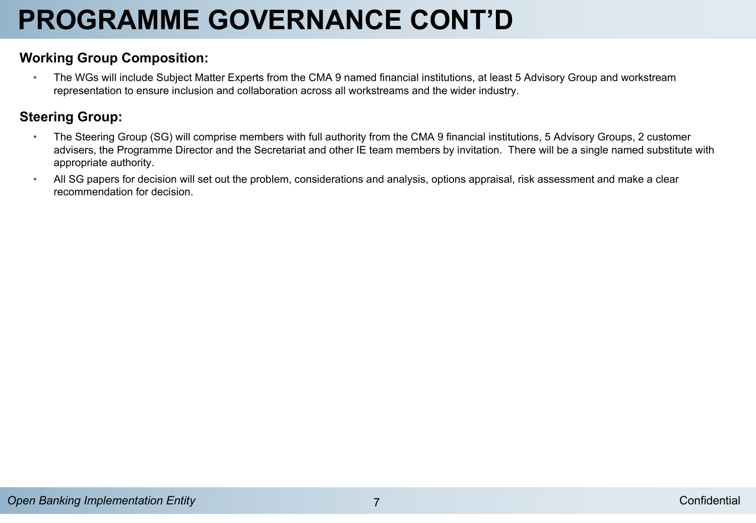# PROGRAMME GOVERNANCE CONT'D

**Working Group Composition:**

- The WGs will include Subject Matter Experts from the CMA 9 named financial institutions, at least 5 Advisory Group and workstream representation to ensure inclusion and collaboration across all workstreams and the wider industry.

**Steering Group:**

- The Steering Group (SG) will comprise members with full authority from the CMA 9 financial institutions, 5 Advisory Groups, 2 customer advisers, the Programme Director and the Secretariat and other IE team members by invitation.  There will be a single named substitute with appropriate authority.
- All SG papers for decision will set out the problem, considerations and analysis, options appraisal, risk assessment and make a clear recommendation for decision.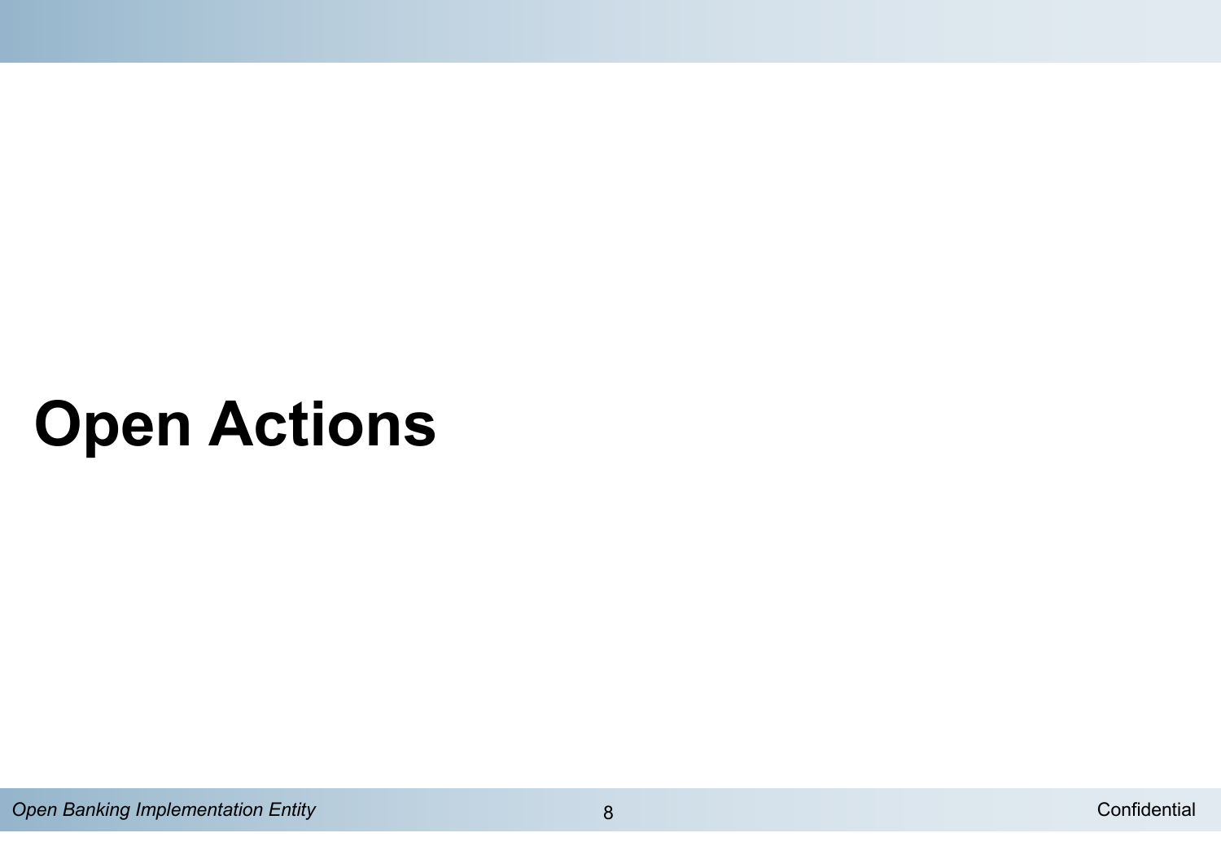# Open Actions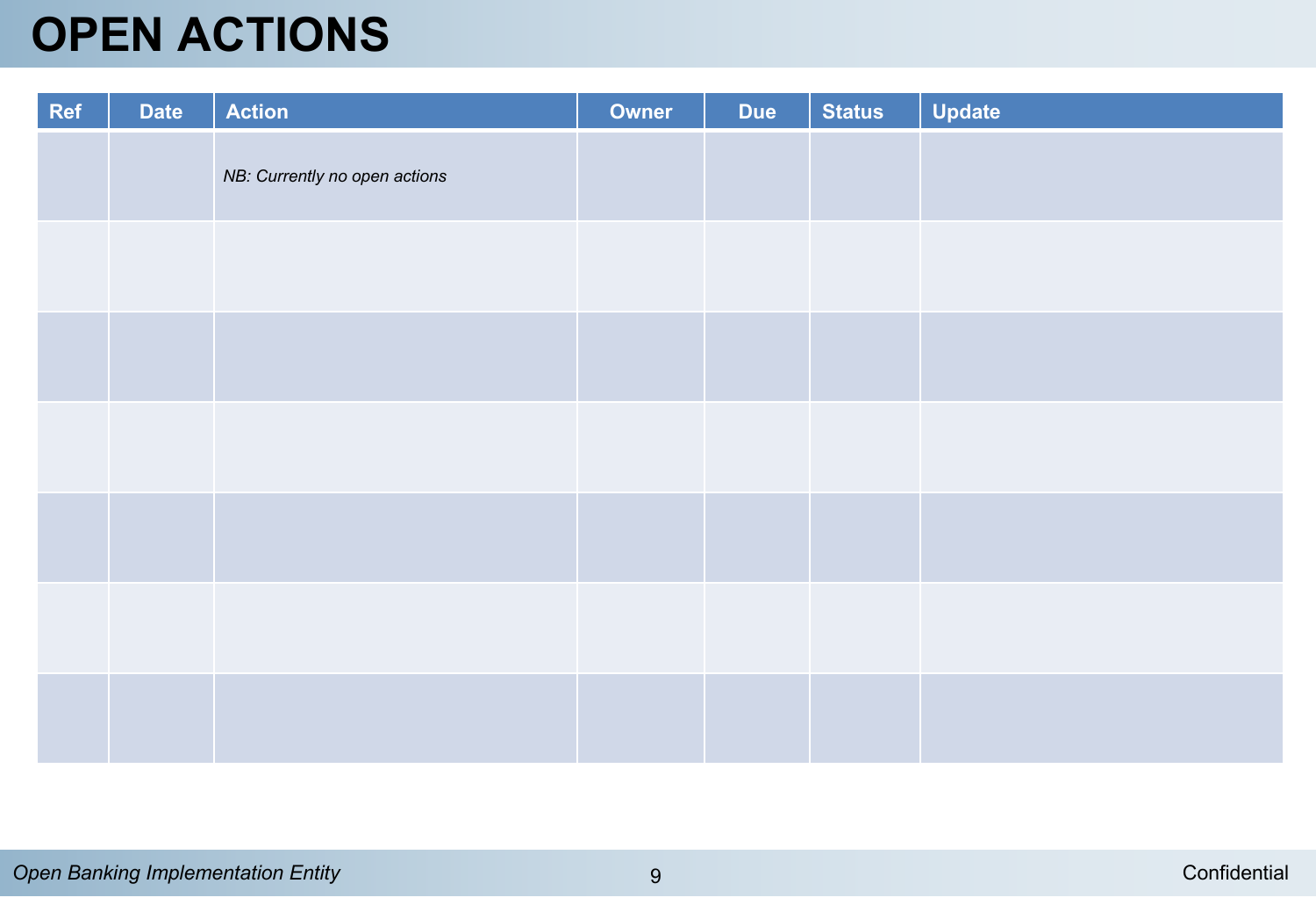# OPEN ACTIONS

| Ref | Date | Action | Owner | Due | Status | Update |
|---|---|---|---|---|---|---|
| | | *NB: Currently no open actions* | | | | |
| | | | | | | |
| | | | | | | |
| | | | | | | |
| | | | | | | |
| | | | | | | |
| | | | | | | |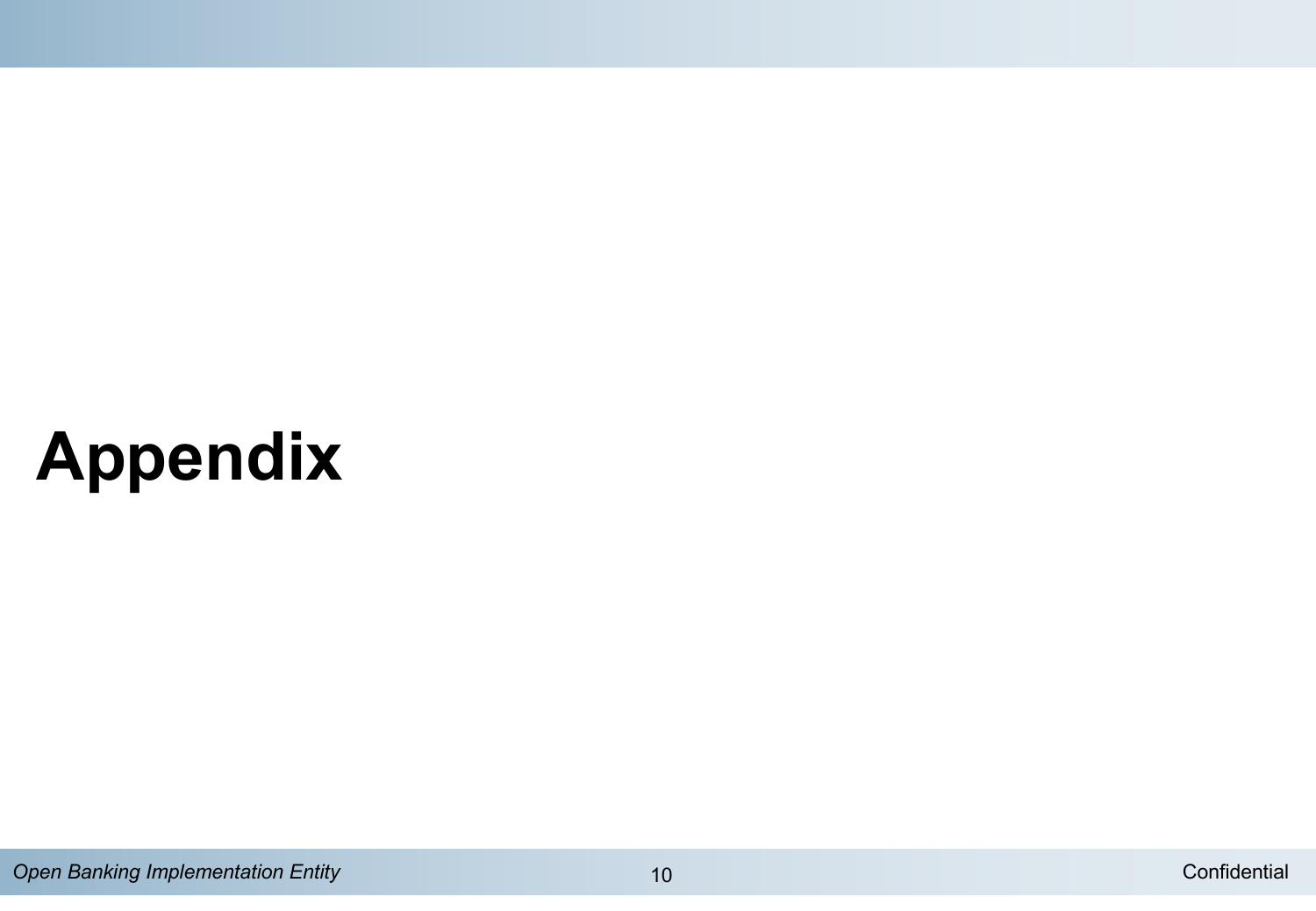# Appendix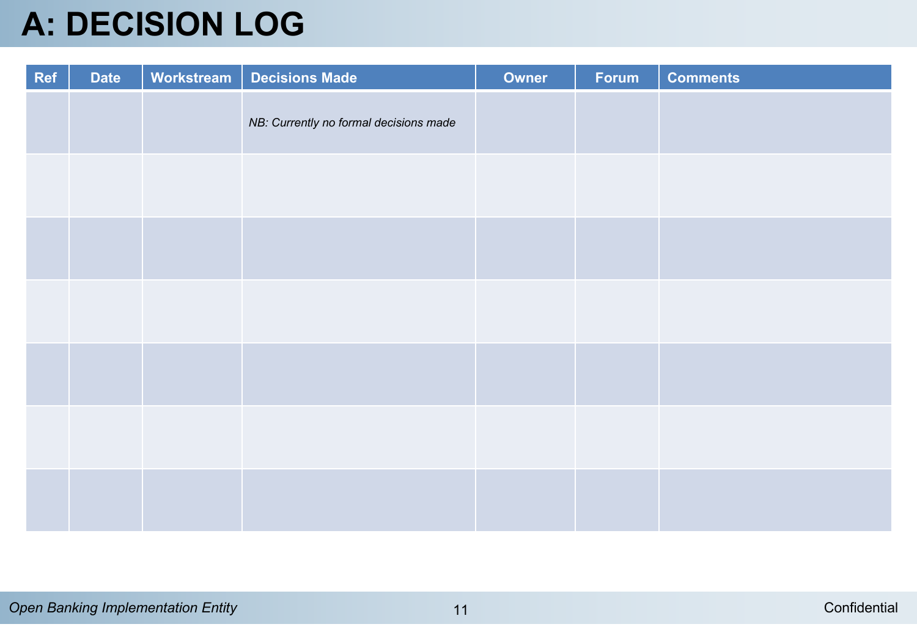# A: DECISION LOG

| Ref | Date | Workstream | Decisions Made | Owner | Forum | Comments |
|---|---|---|---|---|---|---|
| | | | *NB: Currently no formal decisions made* | | | |
| | | | | | | |
| | | | | | | |
| | | | | | | |
| | | | | | | |
| | | | | | | |
| | | | | | | |